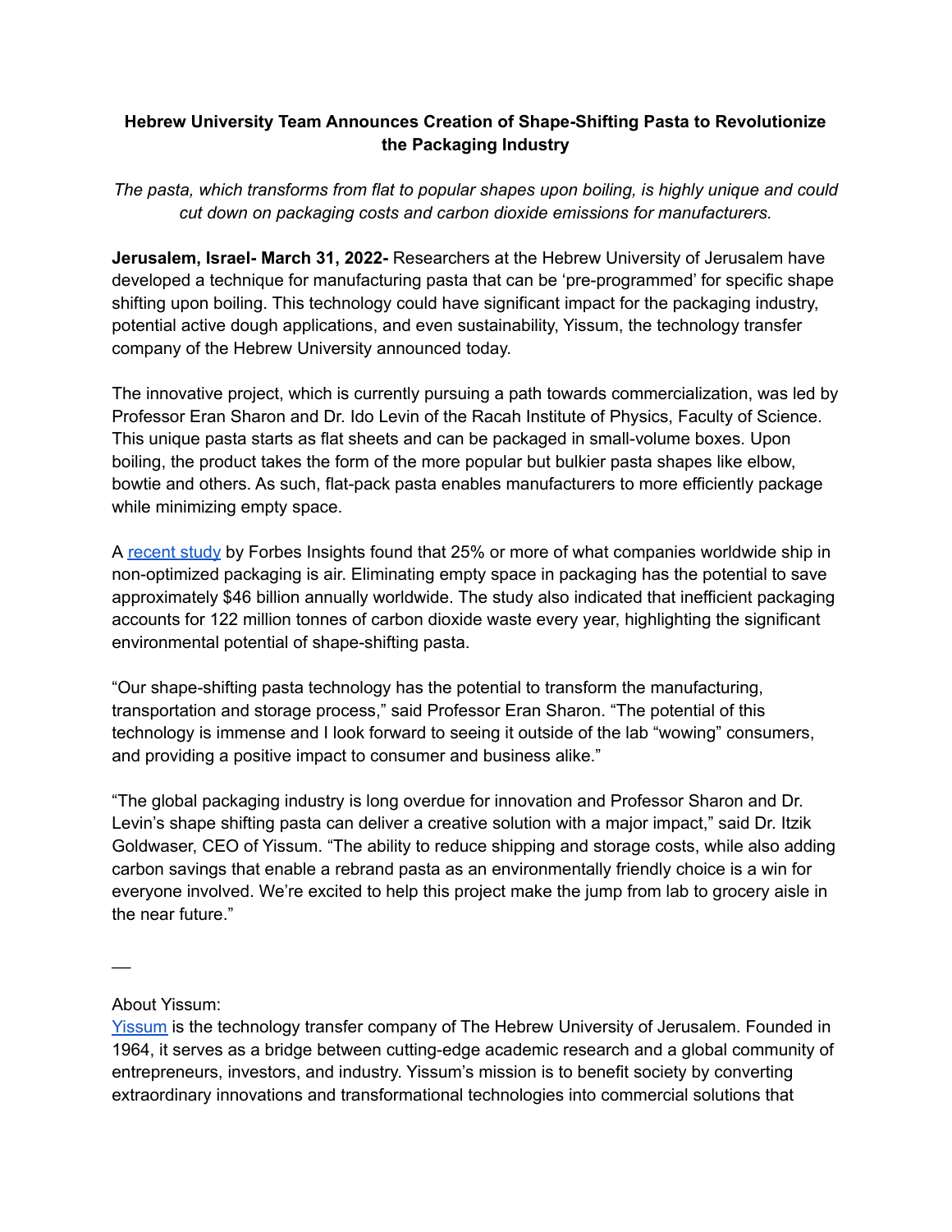**Hebrew University Team Announces Creation of Shape-Shifting Pasta to Revolutionize the Packaging Industry**

*The pasta, which transforms from flat to popular shapes upon boiling, is highly unique and could cut down on packaging costs and carbon dioxide emissions for manufacturers.*

**Jerusalem, Israel- March 31, 2022-** Researchers at the Hebrew University of Jerusalem have developed a technique for manufacturing pasta that can be 'pre-programmed' for specific shape shifting upon boiling. This technology could have significant impact for the packaging industry, potential active dough applications, and even sustainability, Yissum, the technology transfer company of the Hebrew University announced today.

The innovative project, which is currently pursuing a path towards commercialization, was led by Professor Eran Sharon and Dr. Ido Levin of the Racah Institute of Physics, Faculty of Science. This unique pasta starts as flat sheets and can be packaged in small-volume boxes. Upon boiling, the product takes the form of the more popular but bulkier pasta shapes like elbow, bowtie and others. As such, flat-pack pasta enables manufacturers to more efficiently package while minimizing empty space.

A recent study by Forbes Insights found that 25% or more of what companies worldwide ship in non-optimized packaging is air. Eliminating empty space in packaging has the potential to save approximately $46 billion annually worldwide. The study also indicated that inefficient packaging accounts for 122 million tonnes of carbon dioxide waste every year, highlighting the significant environmental potential of shape-shifting pasta.

"Our shape-shifting pasta technology has the potential to transform the manufacturing, transportation and storage process," said Professor Eran Sharon. "The potential of this technology is immense and I look forward to seeing it outside of the lab "wowing" consumers, and providing a positive impact to consumer and business alike."

"The global packaging industry is long overdue for innovation and Professor Sharon and Dr. Levin's shape shifting pasta can deliver a creative solution with a major impact," said Dr. Itzik Goldwaser, CEO of Yissum. "The ability to reduce shipping and storage costs, while also adding carbon savings that enable a rebrand pasta as an environmentally friendly choice is a win for everyone involved. We're excited to help this project make the jump from lab to grocery aisle in the near future."

—

About Yissum:

Yissum is the technology transfer company of The Hebrew University of Jerusalem. Founded in 1964, it serves as a bridge between cutting-edge academic research and a global community of entrepreneurs, investors, and industry. Yissum's mission is to benefit society by converting extraordinary innovations and transformational technologies into commercial solutions that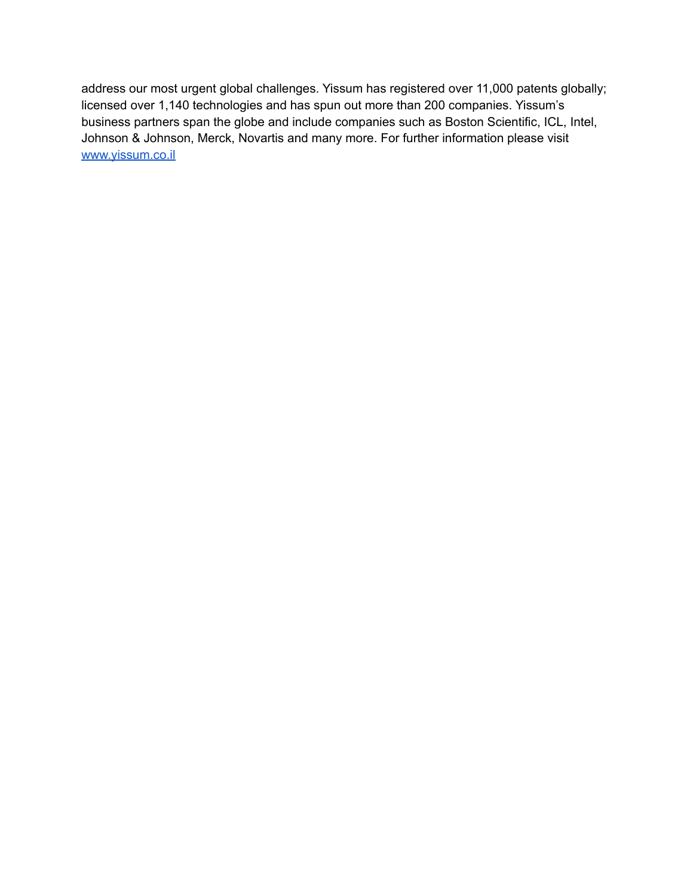address our most urgent global challenges. Yissum has registered over 11,000 patents globally; licensed over 1,140 technologies and has spun out more than 200 companies. Yissum's business partners span the globe and include companies such as Boston Scientific, ICL, Intel, Johnson & Johnson, Merck, Novartis and many more. For further information please visit [www.yissum.co.il](http://www.yissum.co.il)